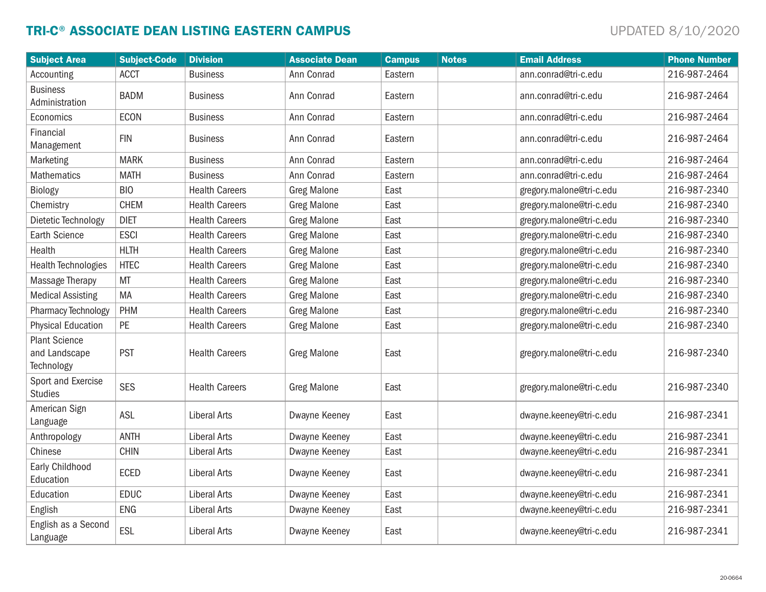# TRI-C® ASSOCIATE DEAN LISTING EASTERN CAMPUS

UPDATED 8/10/2020

| Subject Area | Subject-Code | Division | Associate Dean | Campus | Notes | Email Address | Phone Number |
|---|---|---|---|---|---|---|---|
| Accounting | ACCT | Business | Ann Conrad | Eastern | | ann.conrad@tri-c.edu | 216-987-2464 |
| Business Administration | BADM | Business | Ann Conrad | Eastern | | ann.conrad@tri-c.edu | 216-987-2464 |
| Economics | ECON | Business | Ann Conrad | Eastern | | ann.conrad@tri-c.edu | 216-987-2464 |
| Financial Management | FIN | Business | Ann Conrad | Eastern | | ann.conrad@tri-c.edu | 216-987-2464 |
| Marketing | MARK | Business | Ann Conrad | Eastern | | ann.conrad@tri-c.edu | 216-987-2464 |
| Mathematics | MATH | Business | Ann Conrad | Eastern | | ann.conrad@tri-c.edu | 216-987-2464 |
| Biology | BIO | Health Careers | Greg Malone | East | | gregory.malone@tri-c.edu | 216-987-2340 |
| Chemistry | CHEM | Health Careers | Greg Malone | East | | gregory.malone@tri-c.edu | 216-987-2340 |
| Dietetic Technology | DIET | Health Careers | Greg Malone | East | | gregory.malone@tri-c.edu | 216-987-2340 |
| Earth Science | ESCI | Health Careers | Greg Malone | East | | gregory.malone@tri-c.edu | 216-987-2340 |
| Health | HLTH | Health Careers | Greg Malone | East | | gregory.malone@tri-c.edu | 216-987-2340 |
| Health Technologies | HTEC | Health Careers | Greg Malone | East | | gregory.malone@tri-c.edu | 216-987-2340 |
| Massage Therapy | MT | Health Careers | Greg Malone | East | | gregory.malone@tri-c.edu | 216-987-2340 |
| Medical Assisting | MA | Health Careers | Greg Malone | East | | gregory.malone@tri-c.edu | 216-987-2340 |
| Pharmacy Technology | PHM | Health Careers | Greg Malone | East | | gregory.malone@tri-c.edu | 216-987-2340 |
| Physical Education | PE | Health Careers | Greg Malone | East | | gregory.malone@tri-c.edu | 216-987-2340 |
| Plant Science and Landscape Technology | PST | Health Careers | Greg Malone | East | | gregory.malone@tri-c.edu | 216-987-2340 |
| Sport and Exercise Studies | SES | Health Careers | Greg Malone | East | | gregory.malone@tri-c.edu | 216-987-2340 |
| American Sign Language | ASL | Liberal Arts | Dwayne Keeney | East | | dwayne.keeney@tri-c.edu | 216-987-2341 |
| Anthropology | ANTH | Liberal Arts | Dwayne Keeney | East | | dwayne.keeney@tri-c.edu | 216-987-2341 |
| Chinese | CHIN | Liberal Arts | Dwayne Keeney | East | | dwayne.keeney@tri-c.edu | 216-987-2341 |
| Early Childhood Education | ECED | Liberal Arts | Dwayne Keeney | East | | dwayne.keeney@tri-c.edu | 216-987-2341 |
| Education | EDUC | Liberal Arts | Dwayne Keeney | East | | dwayne.keeney@tri-c.edu | 216-987-2341 |
| English | ENG | Liberal Arts | Dwayne Keeney | East | | dwayne.keeney@tri-c.edu | 216-987-2341 |
| English as a Second Language | ESL | Liberal Arts | Dwayne Keeney | East | | dwayne.keeney@tri-c.edu | 216-987-2341 |

20-0664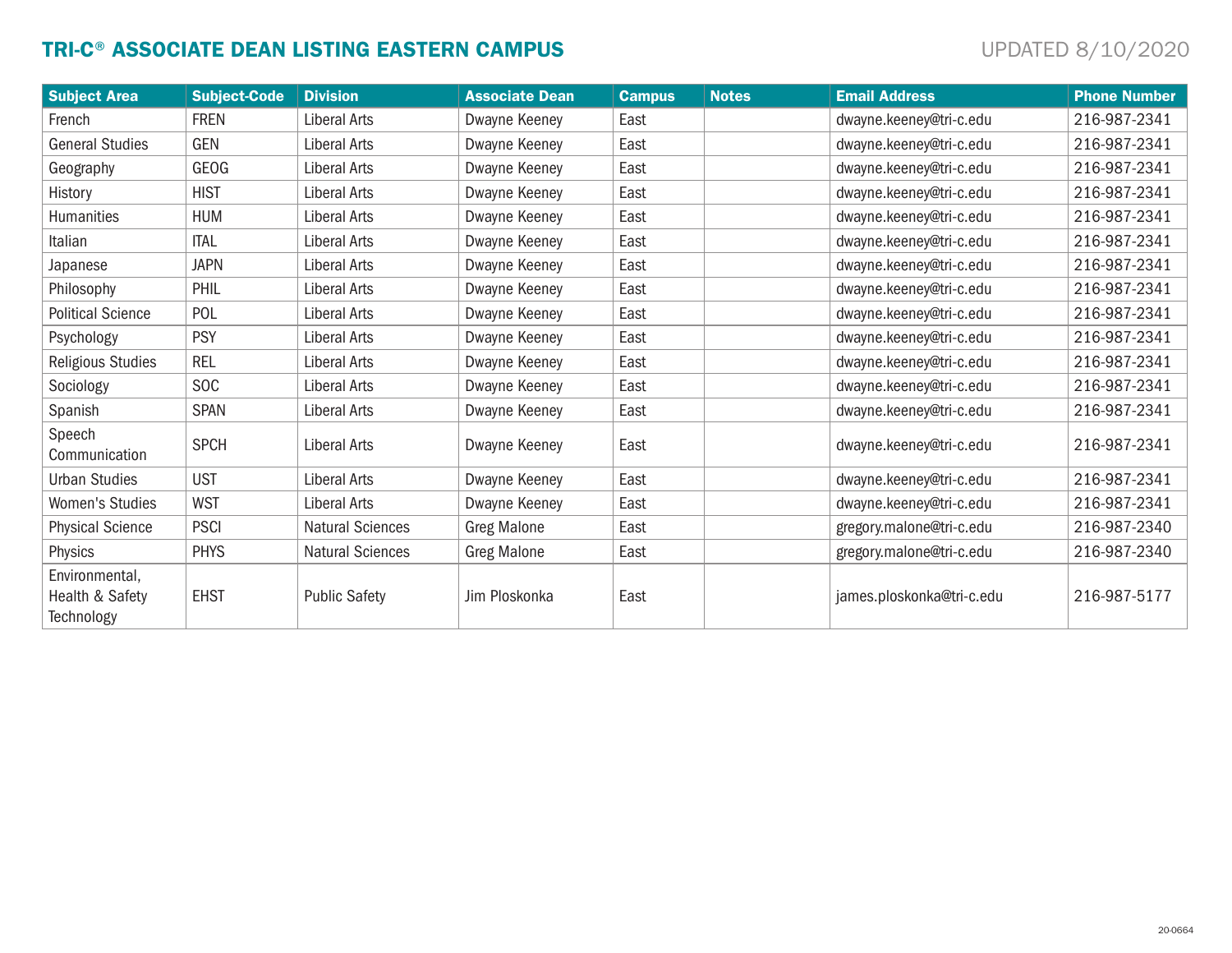# TRI-C® ASSOCIATE DEAN LISTING EASTERN CAMPUS

UPDATED 8/10/2020

| Subject Area | Subject-Code | Division | Associate Dean | Campus | Notes | Email Address | Phone Number |
|---|---|---|---|---|---|---|---|
| French | FREN | Liberal Arts | Dwayne Keeney | East | | dwayne.keeney@tri-c.edu | 216-987-2341 |
| General Studies | GEN | Liberal Arts | Dwayne Keeney | East | | dwayne.keeney@tri-c.edu | 216-987-2341 |
| Geography | GEOG | Liberal Arts | Dwayne Keeney | East | | dwayne.keeney@tri-c.edu | 216-987-2341 |
| History | HIST | Liberal Arts | Dwayne Keeney | East | | dwayne.keeney@tri-c.edu | 216-987-2341 |
| Humanities | HUM | Liberal Arts | Dwayne Keeney | East | | dwayne.keeney@tri-c.edu | 216-987-2341 |
| Italian | ITAL | Liberal Arts | Dwayne Keeney | East | | dwayne.keeney@tri-c.edu | 216-987-2341 |
| Japanese | JAPN | Liberal Arts | Dwayne Keeney | East | | dwayne.keeney@tri-c.edu | 216-987-2341 |
| Philosophy | PHIL | Liberal Arts | Dwayne Keeney | East | | dwayne.keeney@tri-c.edu | 216-987-2341 |
| Political Science | POL | Liberal Arts | Dwayne Keeney | East | | dwayne.keeney@tri-c.edu | 216-987-2341 |
| Psychology | PSY | Liberal Arts | Dwayne Keeney | East | | dwayne.keeney@tri-c.edu | 216-987-2341 |
| Religious Studies | REL | Liberal Arts | Dwayne Keeney | East | | dwayne.keeney@tri-c.edu | 216-987-2341 |
| Sociology | SOC | Liberal Arts | Dwayne Keeney | East | | dwayne.keeney@tri-c.edu | 216-987-2341 |
| Spanish | SPAN | Liberal Arts | Dwayne Keeney | East | | dwayne.keeney@tri-c.edu | 216-987-2341 |
| Speech Communication | SPCH | Liberal Arts | Dwayne Keeney | East | | dwayne.keeney@tri-c.edu | 216-987-2341 |
| Urban Studies | UST | Liberal Arts | Dwayne Keeney | East | | dwayne.keeney@tri-c.edu | 216-987-2341 |
| Women's Studies | WST | Liberal Arts | Dwayne Keeney | East | | dwayne.keeney@tri-c.edu | 216-987-2341 |
| Physical Science | PSCI | Natural Sciences | Greg Malone | East | | gregory.malone@tri-c.edu | 216-987-2340 |
| Physics | PHYS | Natural Sciences | Greg Malone | East | | gregory.malone@tri-c.edu | 216-987-2340 |
| Environmental, Health & Safety Technology | EHST | Public Safety | Jim Ploskonka | East | | james.ploskonka@tri-c.edu | 216-987-5177 |

20-0664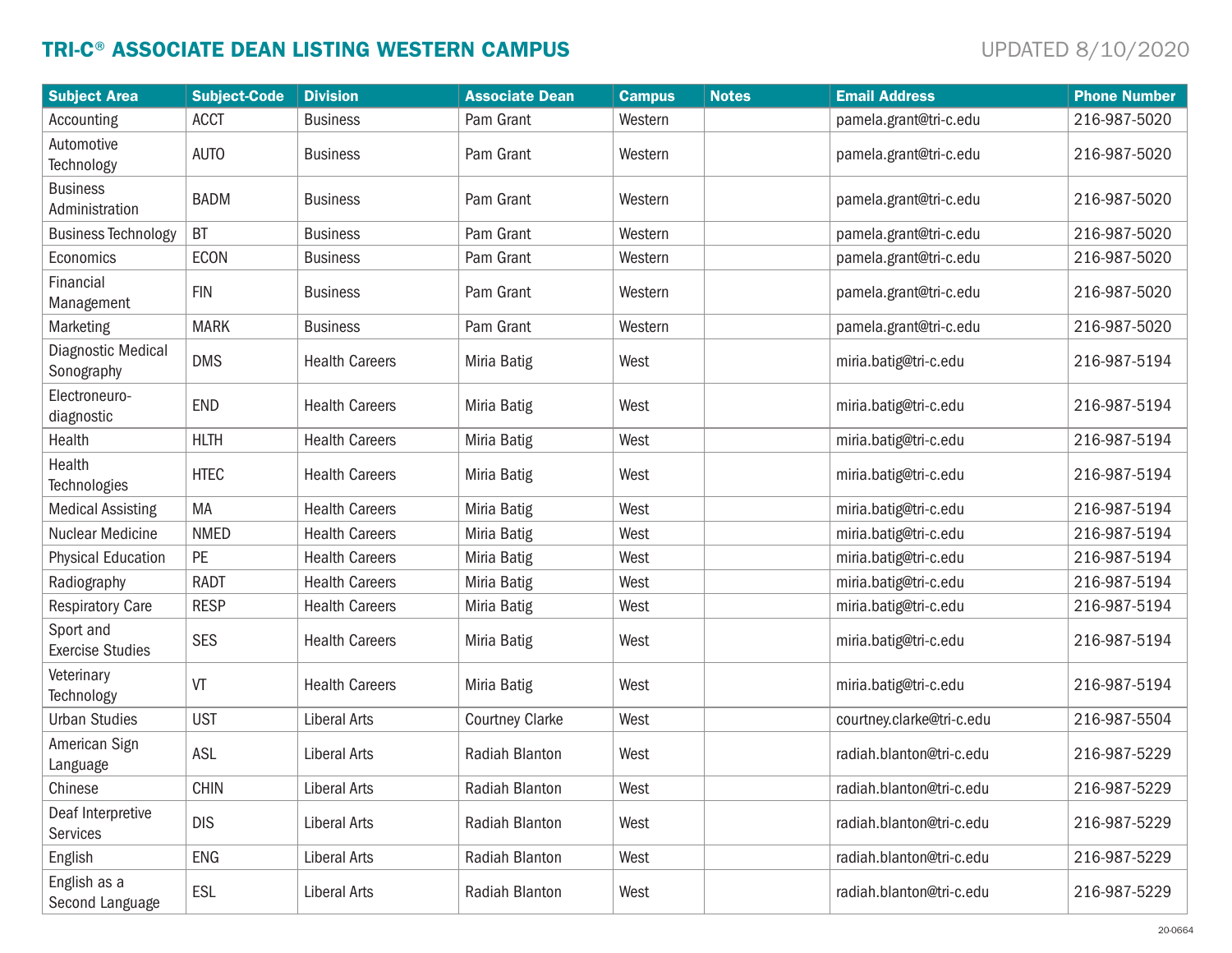# TRI-C® ASSOCIATE DEAN LISTING WESTERN CAMPUS

UPDATED 8/10/2020

| Subject Area | Subject-Code | Division | Associate Dean | Campus | Notes | Email Address | Phone Number |
|---|---|---|---|---|---|---|---|
| Accounting | ACCT | Business | Pam Grant | Western | | pamela.grant@tri-c.edu | 216-987-5020 |
| Automotive Technology | AUTO | Business | Pam Grant | Western | | pamela.grant@tri-c.edu | 216-987-5020 |
| Business Administration | BADM | Business | Pam Grant | Western | | pamela.grant@tri-c.edu | 216-987-5020 |
| Business Technology | BT | Business | Pam Grant | Western | | pamela.grant@tri-c.edu | 216-987-5020 |
| Economics | ECON | Business | Pam Grant | Western | | pamela.grant@tri-c.edu | 216-987-5020 |
| Financial Management | FIN | Business | Pam Grant | Western | | pamela.grant@tri-c.edu | 216-987-5020 |
| Marketing | MARK | Business | Pam Grant | Western | | pamela.grant@tri-c.edu | 216-987-5020 |
| Diagnostic Medical Sonography | DMS | Health Careers | Miria Batig | West | | miria.batig@tri-c.edu | 216-987-5194 |
| Electroneuro-diagnostic | END | Health Careers | Miria Batig | West | | miria.batig@tri-c.edu | 216-987-5194 |
| Health | HLTH | Health Careers | Miria Batig | West | | miria.batig@tri-c.edu | 216-987-5194 |
| Health Technologies | HTEC | Health Careers | Miria Batig | West | | miria.batig@tri-c.edu | 216-987-5194 |
| Medical Assisting | MA | Health Careers | Miria Batig | West | | miria.batig@tri-c.edu | 216-987-5194 |
| Nuclear Medicine | NMED | Health Careers | Miria Batig | West | | miria.batig@tri-c.edu | 216-987-5194 |
| Physical Education | PE | Health Careers | Miria Batig | West | | miria.batig@tri-c.edu | 216-987-5194 |
| Radiography | RADT | Health Careers | Miria Batig | West | | miria.batig@tri-c.edu | 216-987-5194 |
| Respiratory Care | RESP | Health Careers | Miria Batig | West | | miria.batig@tri-c.edu | 216-987-5194 |
| Sport and Exercise Studies | SES | Health Careers | Miria Batig | West | | miria.batig@tri-c.edu | 216-987-5194 |
| Veterinary Technology | VT | Health Careers | Miria Batig | West | | miria.batig@tri-c.edu | 216-987-5194 |
| Urban Studies | UST | Liberal Arts | Courtney Clarke | West | | courtney.clarke@tri-c.edu | 216-987-5504 |
| American Sign Language | ASL | Liberal Arts | Radiah Blanton | West | | radiah.blanton@tri-c.edu | 216-987-5229 |
| Chinese | CHIN | Liberal Arts | Radiah Blanton | West | | radiah.blanton@tri-c.edu | 216-987-5229 |
| Deaf Interpretive Services | DIS | Liberal Arts | Radiah Blanton | West | | radiah.blanton@tri-c.edu | 216-987-5229 |
| English | ENG | Liberal Arts | Radiah Blanton | West | | radiah.blanton@tri-c.edu | 216-987-5229 |
| English as a Second Language | ESL | Liberal Arts | Radiah Blanton | West | | radiah.blanton@tri-c.edu | 216-987-5229 |

20-0664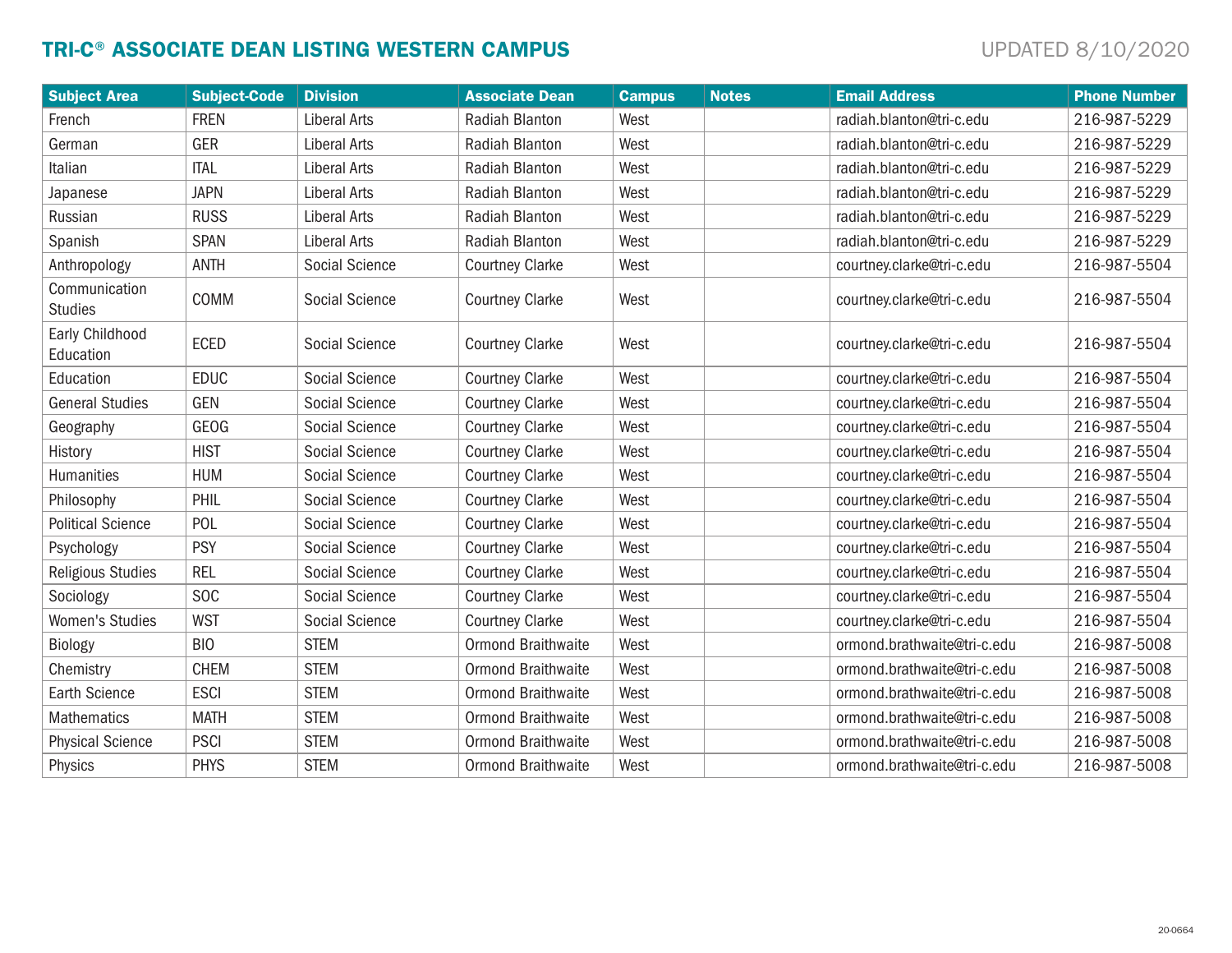# TRI-C® ASSOCIATE DEAN LISTING WESTERN CAMPUS

UPDATED 8/10/2020

| Subject Area | Subject-Code | Division | Associate Dean | Campus | Notes | Email Address | Phone Number |
|---|---|---|---|---|---|---|---|
| French | FREN | Liberal Arts | Radiah Blanton | West | | radiah.blanton@tri-c.edu | 216-987-5229 |
| German | GER | Liberal Arts | Radiah Blanton | West | | radiah.blanton@tri-c.edu | 216-987-5229 |
| Italian | ITAL | Liberal Arts | Radiah Blanton | West | | radiah.blanton@tri-c.edu | 216-987-5229 |
| Japanese | JAPN | Liberal Arts | Radiah Blanton | West | | radiah.blanton@tri-c.edu | 216-987-5229 |
| Russian | RUSS | Liberal Arts | Radiah Blanton | West | | radiah.blanton@tri-c.edu | 216-987-5229 |
| Spanish | SPAN | Liberal Arts | Radiah Blanton | West | | radiah.blanton@tri-c.edu | 216-987-5229 |
| Anthropology | ANTH | Social Science | Courtney Clarke | West | | courtney.clarke@tri-c.edu | 216-987-5504 |
| Communication Studies | COMM | Social Science | Courtney Clarke | West | | courtney.clarke@tri-c.edu | 216-987-5504 |
| Early Childhood Education | ECED | Social Science | Courtney Clarke | West | | courtney.clarke@tri-c.edu | 216-987-5504 |
| Education | EDUC | Social Science | Courtney Clarke | West | | courtney.clarke@tri-c.edu | 216-987-5504 |
| General Studies | GEN | Social Science | Courtney Clarke | West | | courtney.clarke@tri-c.edu | 216-987-5504 |
| Geography | GEOG | Social Science | Courtney Clarke | West | | courtney.clarke@tri-c.edu | 216-987-5504 |
| History | HIST | Social Science | Courtney Clarke | West | | courtney.clarke@tri-c.edu | 216-987-5504 |
| Humanities | HUM | Social Science | Courtney Clarke | West | | courtney.clarke@tri-c.edu | 216-987-5504 |
| Philosophy | PHIL | Social Science | Courtney Clarke | West | | courtney.clarke@tri-c.edu | 216-987-5504 |
| Political Science | POL | Social Science | Courtney Clarke | West | | courtney.clarke@tri-c.edu | 216-987-5504 |
| Psychology | PSY | Social Science | Courtney Clarke | West | | courtney.clarke@tri-c.edu | 216-987-5504 |
| Religious Studies | REL | Social Science | Courtney Clarke | West | | courtney.clarke@tri-c.edu | 216-987-5504 |
| Sociology | SOC | Social Science | Courtney Clarke | West | | courtney.clarke@tri-c.edu | 216-987-5504 |
| Women's Studies | WST | Social Science | Courtney Clarke | West | | courtney.clarke@tri-c.edu | 216-987-5504 |
| Biology | BIO | STEM | Ormond Braithwaite | West | | ormond.brathwaite@tri-c.edu | 216-987-5008 |
| Chemistry | CHEM | STEM | Ormond Braithwaite | West | | ormond.brathwaite@tri-c.edu | 216-987-5008 |
| Earth Science | ESCI | STEM | Ormond Braithwaite | West | | ormond.brathwaite@tri-c.edu | 216-987-5008 |
| Mathematics | MATH | STEM | Ormond Braithwaite | West | | ormond.brathwaite@tri-c.edu | 216-987-5008 |
| Physical Science | PSCI | STEM | Ormond Braithwaite | West | | ormond.brathwaite@tri-c.edu | 216-987-5008 |
| Physics | PHYS | STEM | Ormond Braithwaite | West | | ormond.brathwaite@tri-c.edu | 216-987-5008 |

20-0664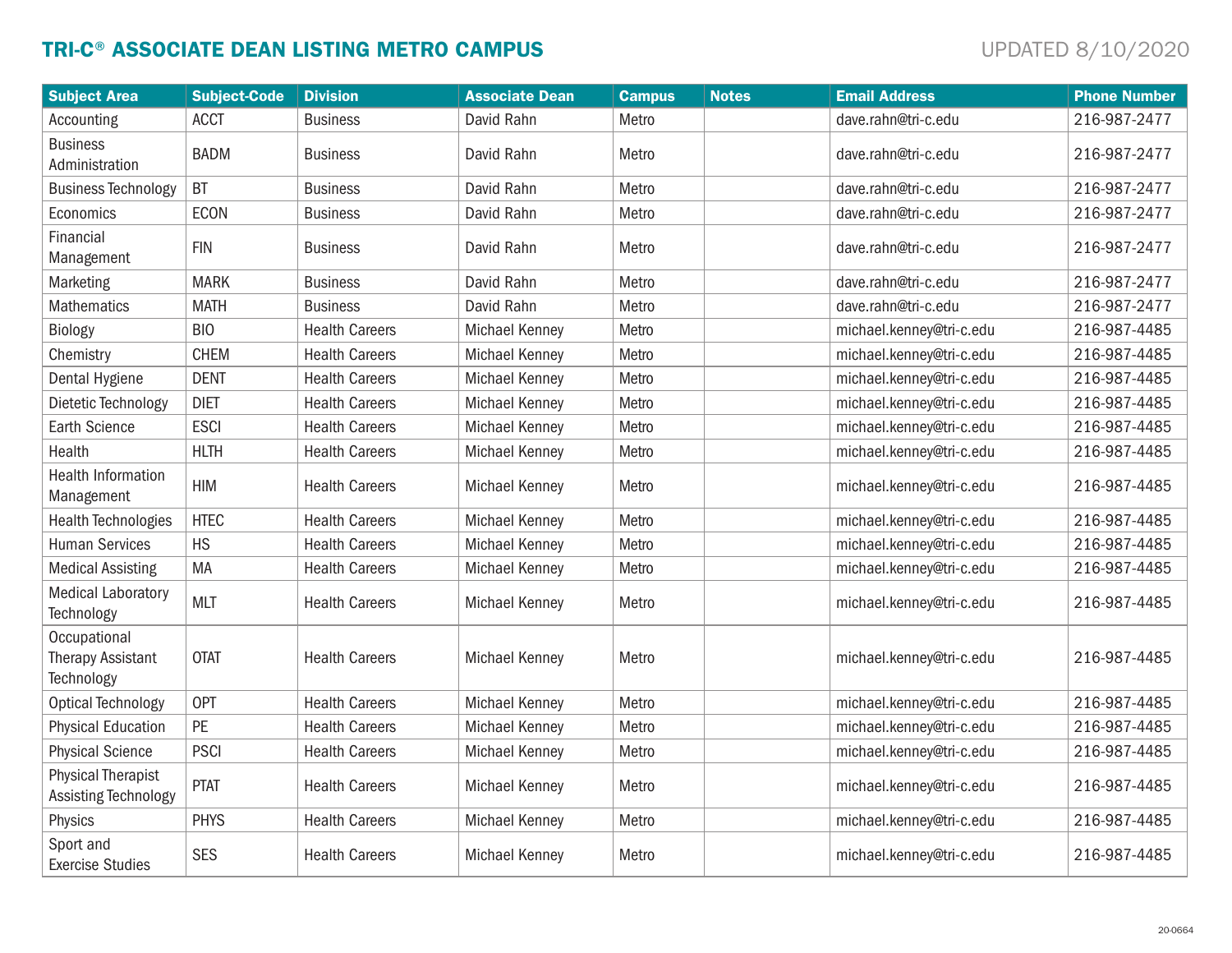# TRI-C® ASSOCIATE DEAN LISTING METRO CAMPUS

UPDATED 8/10/2020

| Subject Area | Subject-Code | Division | Associate Dean | Campus | Notes | Email Address | Phone Number |
|---|---|---|---|---|---|---|---|
| Accounting | ACCT | Business | David Rahn | Metro | | dave.rahn@tri-c.edu | 216-987-2477 |
| Business Administration | BADM | Business | David Rahn | Metro | | dave.rahn@tri-c.edu | 216-987-2477 |
| Business Technology | BT | Business | David Rahn | Metro | | dave.rahn@tri-c.edu | 216-987-2477 |
| Economics | ECON | Business | David Rahn | Metro | | dave.rahn@tri-c.edu | 216-987-2477 |
| Financial Management | FIN | Business | David Rahn | Metro | | dave.rahn@tri-c.edu | 216-987-2477 |
| Marketing | MARK | Business | David Rahn | Metro | | dave.rahn@tri-c.edu | 216-987-2477 |
| Mathematics | MATH | Business | David Rahn | Metro | | dave.rahn@tri-c.edu | 216-987-2477 |
| Biology | BIO | Health Careers | Michael Kenney | Metro | | michael.kenney@tri-c.edu | 216-987-4485 |
| Chemistry | CHEM | Health Careers | Michael Kenney | Metro | | michael.kenney@tri-c.edu | 216-987-4485 |
| Dental Hygiene | DENT | Health Careers | Michael Kenney | Metro | | michael.kenney@tri-c.edu | 216-987-4485 |
| Dietetic Technology | DIET | Health Careers | Michael Kenney | Metro | | michael.kenney@tri-c.edu | 216-987-4485 |
| Earth Science | ESCI | Health Careers | Michael Kenney | Metro | | michael.kenney@tri-c.edu | 216-987-4485 |
| Health | HLTH | Health Careers | Michael Kenney | Metro | | michael.kenney@tri-c.edu | 216-987-4485 |
| Health Information Management | HIM | Health Careers | Michael Kenney | Metro | | michael.kenney@tri-c.edu | 216-987-4485 |
| Health Technologies | HTEC | Health Careers | Michael Kenney | Metro | | michael.kenney@tri-c.edu | 216-987-4485 |
| Human Services | HS | Health Careers | Michael Kenney | Metro | | michael.kenney@tri-c.edu | 216-987-4485 |
| Medical Assisting | MA | Health Careers | Michael Kenney | Metro | | michael.kenney@tri-c.edu | 216-987-4485 |
| Medical Laboratory Technology | MLT | Health Careers | Michael Kenney | Metro | | michael.kenney@tri-c.edu | 216-987-4485 |
| Occupational Therapy Assistant Technology | OTAT | Health Careers | Michael Kenney | Metro | | michael.kenney@tri-c.edu | 216-987-4485 |
| Optical Technology | OPT | Health Careers | Michael Kenney | Metro | | michael.kenney@tri-c.edu | 216-987-4485 |
| Physical Education | PE | Health Careers | Michael Kenney | Metro | | michael.kenney@tri-c.edu | 216-987-4485 |
| Physical Science | PSCI | Health Careers | Michael Kenney | Metro | | michael.kenney@tri-c.edu | 216-987-4485 |
| Physical Therapist Assisting Technology | PTAT | Health Careers | Michael Kenney | Metro | | michael.kenney@tri-c.edu | 216-987-4485 |
| Physics | PHYS | Health Careers | Michael Kenney | Metro | | michael.kenney@tri-c.edu | 216-987-4485 |
| Sport and Exercise Studies | SES | Health Careers | Michael Kenney | Metro | | michael.kenney@tri-c.edu | 216-987-4485 |

20-0664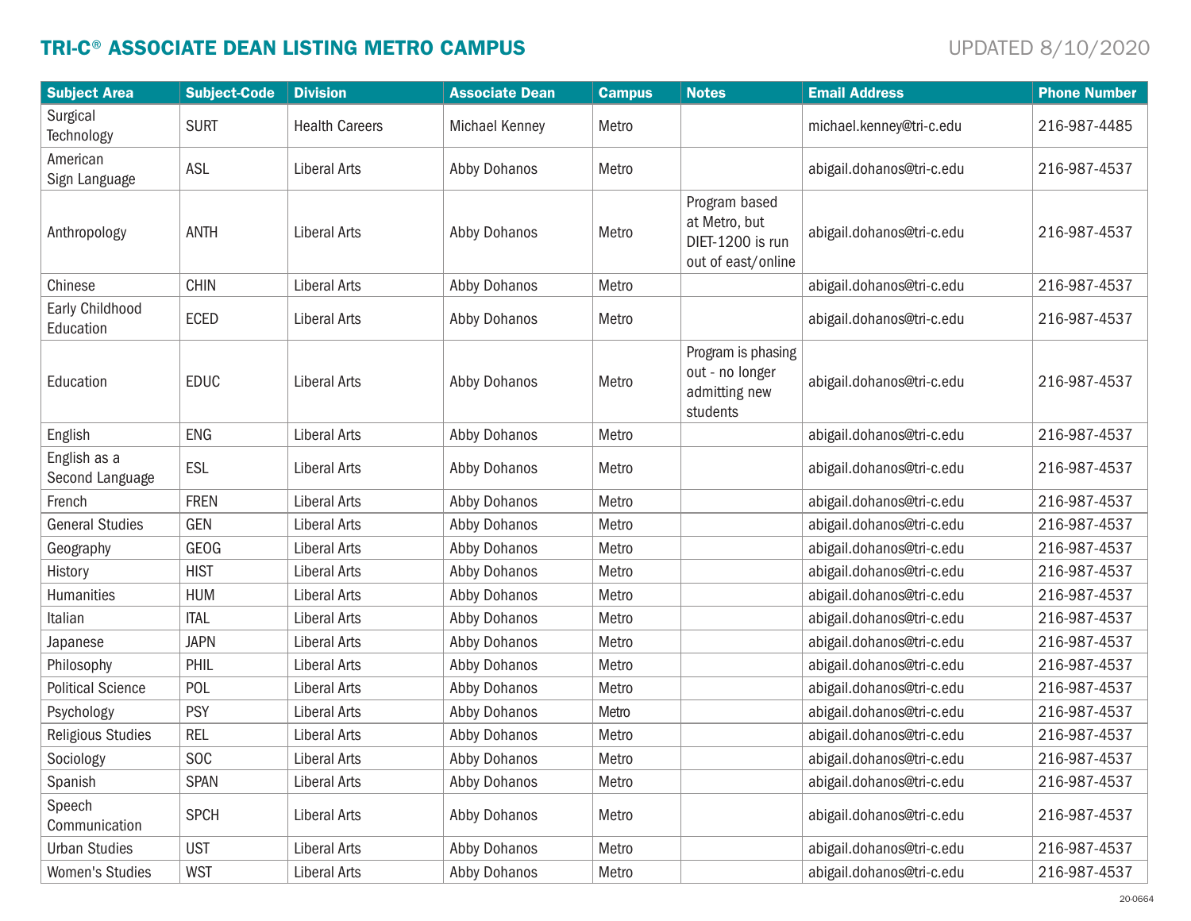# TRI-C® ASSOCIATE DEAN LISTING METRO CAMPUS

UPDATED 8/10/2020

| Subject Area | Subject-Code | Division | Associate Dean | Campus | Notes | Email Address | Phone Number |
|---|---|---|---|---|---|---|---|
| Surgical Technology | SURT | Health Careers | Michael Kenney | Metro | | michael.kenney@tri-c.edu | 216-987-4485 |
| American Sign Language | ASL | Liberal Arts | Abby Dohanos | Metro | | abigail.dohanos@tri-c.edu | 216-987-4537 |
| Anthropology | ANTH | Liberal Arts | Abby Dohanos | Metro | Program based at Metro, but DIET-1200 is run out of east/online | abigail.dohanos@tri-c.edu | 216-987-4537 |
| Chinese | CHIN | Liberal Arts | Abby Dohanos | Metro | | abigail.dohanos@tri-c.edu | 216-987-4537 |
| Early Childhood Education | ECED | Liberal Arts | Abby Dohanos | Metro | | abigail.dohanos@tri-c.edu | 216-987-4537 |
| Education | EDUC | Liberal Arts | Abby Dohanos | Metro | Program is phasing out - no longer admitting new students | abigail.dohanos@tri-c.edu | 216-987-4537 |
| English | ENG | Liberal Arts | Abby Dohanos | Metro | | abigail.dohanos@tri-c.edu | 216-987-4537 |
| English as a Second Language | ESL | Liberal Arts | Abby Dohanos | Metro | | abigail.dohanos@tri-c.edu | 216-987-4537 |
| French | FREN | Liberal Arts | Abby Dohanos | Metro | | abigail.dohanos@tri-c.edu | 216-987-4537 |
| General Studies | GEN | Liberal Arts | Abby Dohanos | Metro | | abigail.dohanos@tri-c.edu | 216-987-4537 |
| Geography | GEOG | Liberal Arts | Abby Dohanos | Metro | | abigail.dohanos@tri-c.edu | 216-987-4537 |
| History | HIST | Liberal Arts | Abby Dohanos | Metro | | abigail.dohanos@tri-c.edu | 216-987-4537 |
| Humanities | HUM | Liberal Arts | Abby Dohanos | Metro | | abigail.dohanos@tri-c.edu | 216-987-4537 |
| Italian | ITAL | Liberal Arts | Abby Dohanos | Metro | | abigail.dohanos@tri-c.edu | 216-987-4537 |
| Japanese | JAPN | Liberal Arts | Abby Dohanos | Metro | | abigail.dohanos@tri-c.edu | 216-987-4537 |
| Philosophy | PHIL | Liberal Arts | Abby Dohanos | Metro | | abigail.dohanos@tri-c.edu | 216-987-4537 |
| Political Science | POL | Liberal Arts | Abby Dohanos | Metro | | abigail.dohanos@tri-c.edu | 216-987-4537 |
| Psychology | PSY | Liberal Arts | Abby Dohanos | Metro | | abigail.dohanos@tri-c.edu | 216-987-4537 |
| Religious Studies | REL | Liberal Arts | Abby Dohanos | Metro | | abigail.dohanos@tri-c.edu | 216-987-4537 |
| Sociology | SOC | Liberal Arts | Abby Dohanos | Metro | | abigail.dohanos@tri-c.edu | 216-987-4537 |
| Spanish | SPAN | Liberal Arts | Abby Dohanos | Metro | | abigail.dohanos@tri-c.edu | 216-987-4537 |
| Speech Communication | SPCH | Liberal Arts | Abby Dohanos | Metro | | abigail.dohanos@tri-c.edu | 216-987-4537 |
| Urban Studies | UST | Liberal Arts | Abby Dohanos | Metro | | abigail.dohanos@tri-c.edu | 216-987-4537 |
| Women's Studies | WST | Liberal Arts | Abby Dohanos | Metro | | abigail.dohanos@tri-c.edu | 216-987-4537 |

20-0664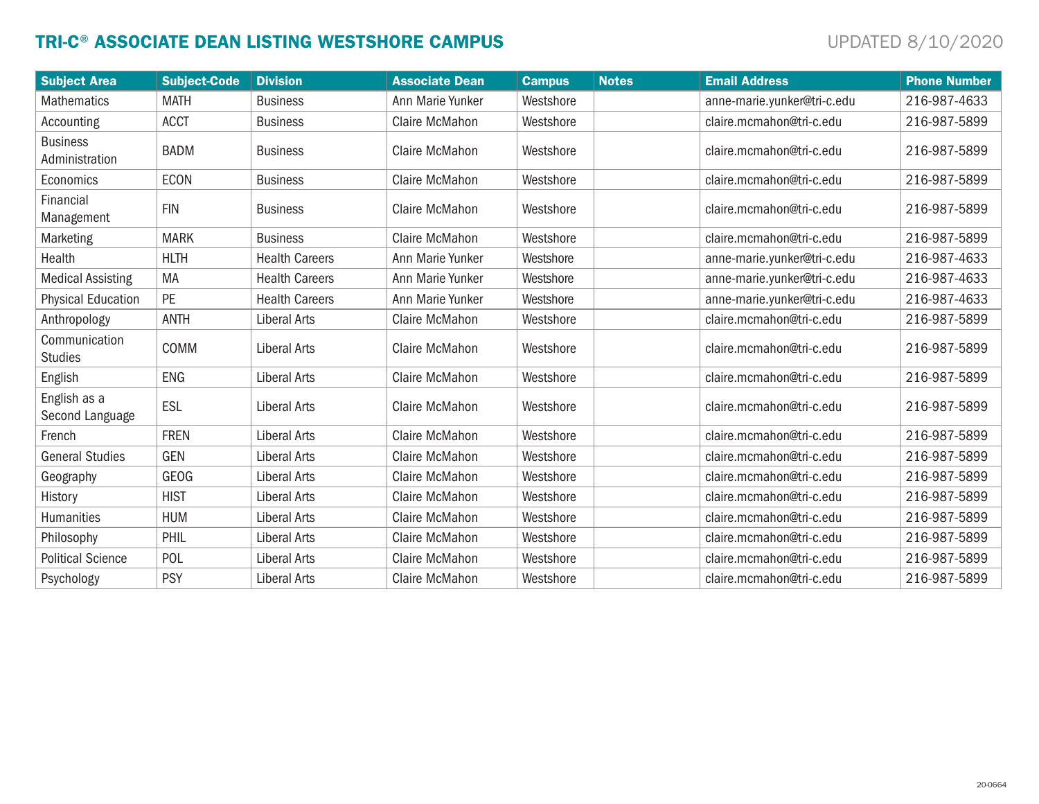# TRI-C® ASSOCIATE DEAN LISTING WESTSHORE CAMPUS

UPDATED 8/10/2020

| Subject Area | Subject-Code | Division | Associate Dean | Campus | Notes | Email Address | Phone Number |
|---|---|---|---|---|---|---|---|
| Mathematics | MATH | Business | Ann Marie Yunker | Westshore | | anne-marie.yunker@tri-c.edu | 216-987-4633 |
| Accounting | ACCT | Business | Claire McMahon | Westshore | | claire.mcmahon@tri-c.edu | 216-987-5899 |
| Business Administration | BADM | Business | Claire McMahon | Westshore | | claire.mcmahon@tri-c.edu | 216-987-5899 |
| Economics | ECON | Business | Claire McMahon | Westshore | | claire.mcmahon@tri-c.edu | 216-987-5899 |
| Financial Management | FIN | Business | Claire McMahon | Westshore | | claire.mcmahon@tri-c.edu | 216-987-5899 |
| Marketing | MARK | Business | Claire McMahon | Westshore | | claire.mcmahon@tri-c.edu | 216-987-5899 |
| Health | HLTH | Health Careers | Ann Marie Yunker | Westshore | | anne-marie.yunker@tri-c.edu | 216-987-4633 |
| Medical Assisting | MA | Health Careers | Ann Marie Yunker | Westshore | | anne-marie.yunker@tri-c.edu | 216-987-4633 |
| Physical Education | PE | Health Careers | Ann Marie Yunker | Westshore | | anne-marie.yunker@tri-c.edu | 216-987-4633 |
| Anthropology | ANTH | Liberal Arts | Claire McMahon | Westshore | | claire.mcmahon@tri-c.edu | 216-987-5899 |
| Communication Studies | COMM | Liberal Arts | Claire McMahon | Westshore | | claire.mcmahon@tri-c.edu | 216-987-5899 |
| English | ENG | Liberal Arts | Claire McMahon | Westshore | | claire.mcmahon@tri-c.edu | 216-987-5899 |
| English as a Second Language | ESL | Liberal Arts | Claire McMahon | Westshore | | claire.mcmahon@tri-c.edu | 216-987-5899 |
| French | FREN | Liberal Arts | Claire McMahon | Westshore | | claire.mcmahon@tri-c.edu | 216-987-5899 |
| General Studies | GEN | Liberal Arts | Claire McMahon | Westshore | | claire.mcmahon@tri-c.edu | 216-987-5899 |
| Geography | GEOG | Liberal Arts | Claire McMahon | Westshore | | claire.mcmahon@tri-c.edu | 216-987-5899 |
| History | HIST | Liberal Arts | Claire McMahon | Westshore | | claire.mcmahon@tri-c.edu | 216-987-5899 |
| Humanities | HUM | Liberal Arts | Claire McMahon | Westshore | | claire.mcmahon@tri-c.edu | 216-987-5899 |
| Philosophy | PHIL | Liberal Arts | Claire McMahon | Westshore | | claire.mcmahon@tri-c.edu | 216-987-5899 |
| Political Science | POL | Liberal Arts | Claire McMahon | Westshore | | claire.mcmahon@tri-c.edu | 216-987-5899 |
| Psychology | PSY | Liberal Arts | Claire McMahon | Westshore | | claire.mcmahon@tri-c.edu | 216-987-5899 |

20-0664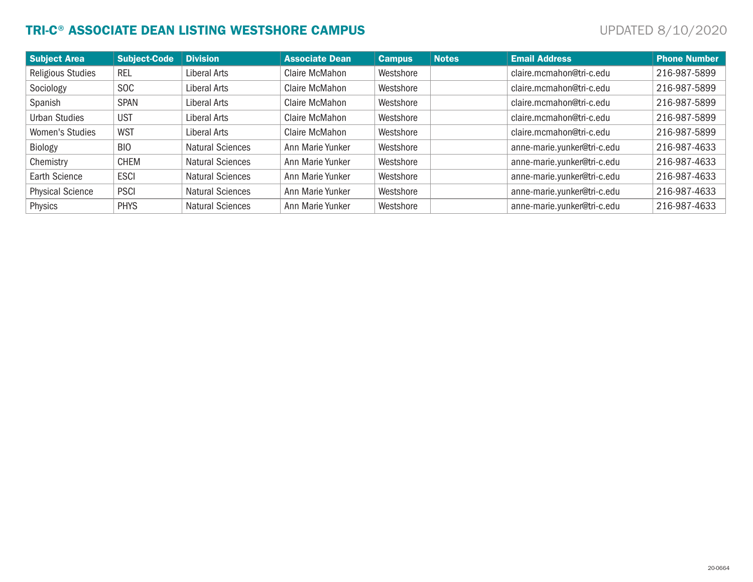# TRI-C® ASSOCIATE DEAN LISTING WESTSHORE CAMPUS

UPDATED 8/10/2020

| Subject Area | Subject-Code | Division | Associate Dean | Campus | Notes | Email Address | Phone Number |
|---|---|---|---|---|---|---|---|
| Religious Studies | REL | Liberal Arts | Claire McMahon | Westshore | | claire.mcmahon@tri-c.edu | 216-987-5899 |
| Sociology | SOC | Liberal Arts | Claire McMahon | Westshore | | claire.mcmahon@tri-c.edu | 216-987-5899 |
| Spanish | SPAN | Liberal Arts | Claire McMahon | Westshore | | claire.mcmahon@tri-c.edu | 216-987-5899 |
| Urban Studies | UST | Liberal Arts | Claire McMahon | Westshore | | claire.mcmahon@tri-c.edu | 216-987-5899 |
| Women's Studies | WST | Liberal Arts | Claire McMahon | Westshore | | claire.mcmahon@tri-c.edu | 216-987-5899 |
| Biology | BIO | Natural Sciences | Ann Marie Yunker | Westshore | | anne-marie.yunker@tri-c.edu | 216-987-4633 |
| Chemistry | CHEM | Natural Sciences | Ann Marie Yunker | Westshore | | anne-marie.yunker@tri-c.edu | 216-987-4633 |
| Earth Science | ESCI | Natural Sciences | Ann Marie Yunker | Westshore | | anne-marie.yunker@tri-c.edu | 216-987-4633 |
| Physical Science | PSCI | Natural Sciences | Ann Marie Yunker | Westshore | | anne-marie.yunker@tri-c.edu | 216-987-4633 |
| Physics | PHYS | Natural Sciences | Ann Marie Yunker | Westshore | | anne-marie.yunker@tri-c.edu | 216-987-4633 |

20-0664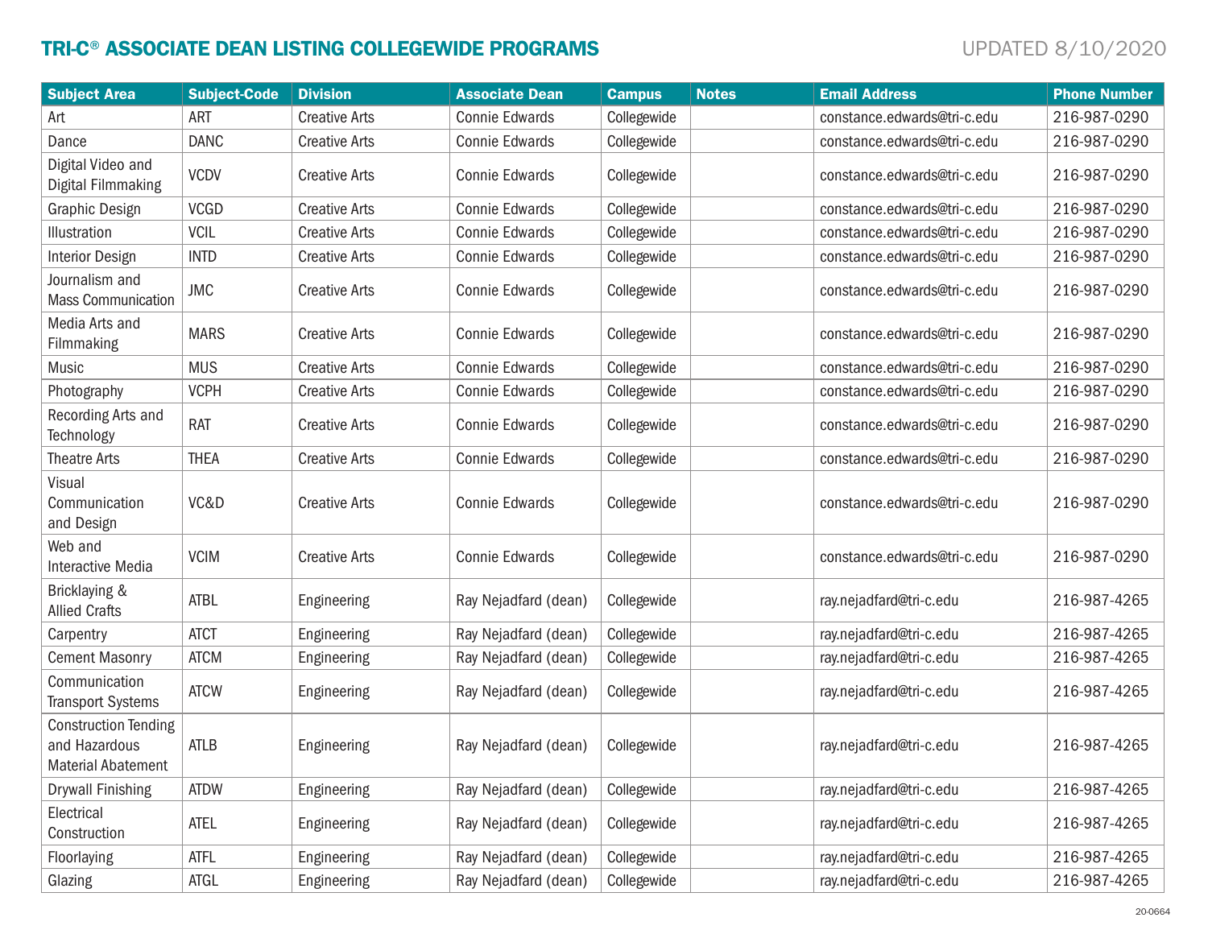## TRI-C® ASSOCIATE DEAN LISTING COLLEGEWIDE PROGRAMS

UPDATED 8/10/2020

| Subject Area | Subject-Code | Division | Associate Dean | Campus | Notes | Email Address | Phone Number |
|---|---|---|---|---|---|---|---|
| Art | ART | Creative Arts | Connie Edwards | Collegewide | | constance.edwards@tri-c.edu | 216-987-0290 |
| Dance | DANC | Creative Arts | Connie Edwards | Collegewide | | constance.edwards@tri-c.edu | 216-987-0290 |
| Digital Video and Digital Filmmaking | VCDV | Creative Arts | Connie Edwards | Collegewide | | constance.edwards@tri-c.edu | 216-987-0290 |
| Graphic Design | VCGD | Creative Arts | Connie Edwards | Collegewide | | constance.edwards@tri-c.edu | 216-987-0290 |
| Illustration | VCIL | Creative Arts | Connie Edwards | Collegewide | | constance.edwards@tri-c.edu | 216-987-0290 |
| Interior Design | INTD | Creative Arts | Connie Edwards | Collegewide | | constance.edwards@tri-c.edu | 216-987-0290 |
| Journalism and Mass Communication | JMC | Creative Arts | Connie Edwards | Collegewide | | constance.edwards@tri-c.edu | 216-987-0290 |
| Media Arts and Filmmaking | MARS | Creative Arts | Connie Edwards | Collegewide | | constance.edwards@tri-c.edu | 216-987-0290 |
| Music | MUS | Creative Arts | Connie Edwards | Collegewide | | constance.edwards@tri-c.edu | 216-987-0290 |
| Photography | VCPH | Creative Arts | Connie Edwards | Collegewide | | constance.edwards@tri-c.edu | 216-987-0290 |
| Recording Arts and Technology | RAT | Creative Arts | Connie Edwards | Collegewide | | constance.edwards@tri-c.edu | 216-987-0290 |
| Theatre Arts | THEA | Creative Arts | Connie Edwards | Collegewide | | constance.edwards@tri-c.edu | 216-987-0290 |
| Visual Communication and Design | VC&D | Creative Arts | Connie Edwards | Collegewide | | constance.edwards@tri-c.edu | 216-987-0290 |
| Web and Interactive Media | VCIM | Creative Arts | Connie Edwards | Collegewide | | constance.edwards@tri-c.edu | 216-987-0290 |
| Bricklaying & Allied Crafts | ATBL | Engineering | Ray Nejadfard (dean) | Collegewide | | ray.nejadfard@tri-c.edu | 216-987-4265 |
| Carpentry | ATCT | Engineering | Ray Nejadfard (dean) | Collegewide | | ray.nejadfard@tri-c.edu | 216-987-4265 |
| Cement Masonry | ATCM | Engineering | Ray Nejadfard (dean) | Collegewide | | ray.nejadfard@tri-c.edu | 216-987-4265 |
| Communication Transport Systems | ATCW | Engineering | Ray Nejadfard (dean) | Collegewide | | ray.nejadfard@tri-c.edu | 216-987-4265 |
| Construction Tending and Hazardous Material Abatement | ATLB | Engineering | Ray Nejadfard (dean) | Collegewide | | ray.nejadfard@tri-c.edu | 216-987-4265 |
| Drywall Finishing | ATDW | Engineering | Ray Nejadfard (dean) | Collegewide | | ray.nejadfard@tri-c.edu | 216-987-4265 |
| Electrical Construction | ATEL | Engineering | Ray Nejadfard (dean) | Collegewide | | ray.nejadfard@tri-c.edu | 216-987-4265 |
| Floorlaying | ATFL | Engineering | Ray Nejadfard (dean) | Collegewide | | ray.nejadfard@tri-c.edu | 216-987-4265 |
| Glazing | ATGL | Engineering | Ray Nejadfard (dean) | Collegewide | | ray.nejadfard@tri-c.edu | 216-987-4265 |

20-0664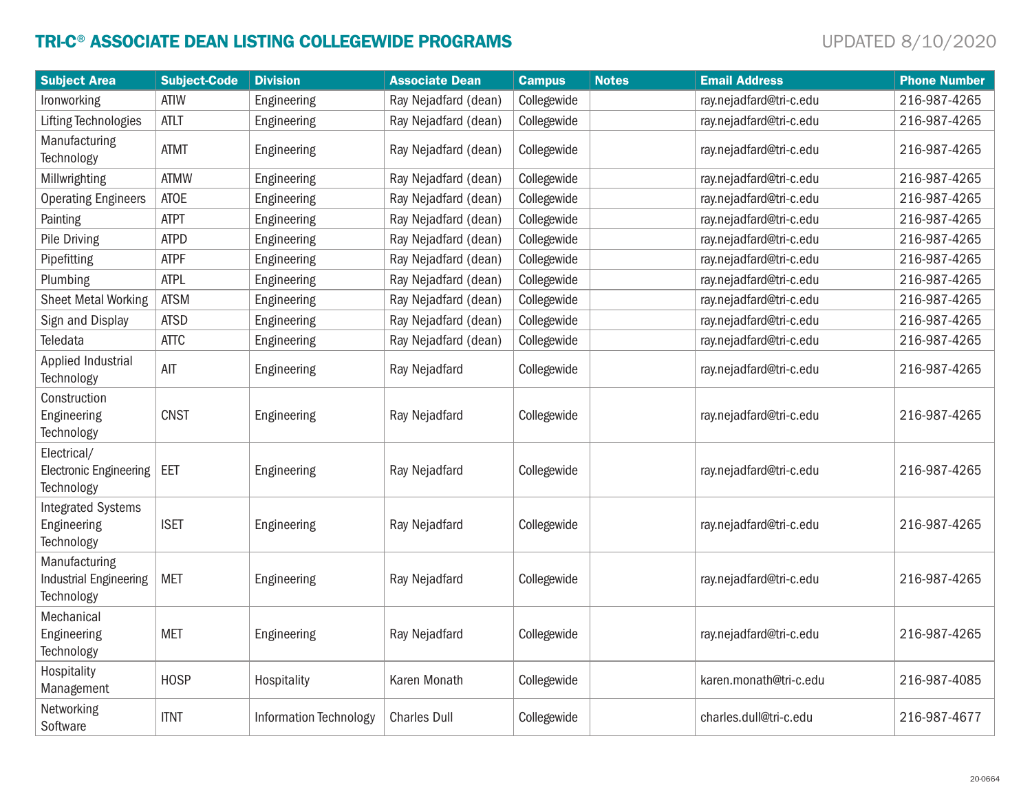# TRI-C® ASSOCIATE DEAN LISTING COLLEGEWIDE PROGRAMS

UPDATED 8/10/2020

| Subject Area | Subject-Code | Division | Associate Dean | Campus | Notes | Email Address | Phone Number |
|---|---|---|---|---|---|---|---|
| Ironworking | ATIW | Engineering | Ray Nejadfard (dean) | Collegewide | | ray.nejadfard@tri-c.edu | 216-987-4265 |
| Lifting Technologies | ATLT | Engineering | Ray Nejadfard (dean) | Collegewide | | ray.nejadfard@tri-c.edu | 216-987-4265 |
| Manufacturing Technology | ATMT | Engineering | Ray Nejadfard (dean) | Collegewide | | ray.nejadfard@tri-c.edu | 216-987-4265 |
| Millwrighting | ATMW | Engineering | Ray Nejadfard (dean) | Collegewide | | ray.nejadfard@tri-c.edu | 216-987-4265 |
| Operating Engineers | ATOE | Engineering | Ray Nejadfard (dean) | Collegewide | | ray.nejadfard@tri-c.edu | 216-987-4265 |
| Painting | ATPT | Engineering | Ray Nejadfard (dean) | Collegewide | | ray.nejadfard@tri-c.edu | 216-987-4265 |
| Pile Driving | ATPD | Engineering | Ray Nejadfard (dean) | Collegewide | | ray.nejadfard@tri-c.edu | 216-987-4265 |
| Pipefitting | ATPF | Engineering | Ray Nejadfard (dean) | Collegewide | | ray.nejadfard@tri-c.edu | 216-987-4265 |
| Plumbing | ATPL | Engineering | Ray Nejadfard (dean) | Collegewide | | ray.nejadfard@tri-c.edu | 216-987-4265 |
| Sheet Metal Working | ATSM | Engineering | Ray Nejadfard (dean) | Collegewide | | ray.nejadfard@tri-c.edu | 216-987-4265 |
| Sign and Display | ATSD | Engineering | Ray Nejadfard (dean) | Collegewide | | ray.nejadfard@tri-c.edu | 216-987-4265 |
| Teledata | ATTC | Engineering | Ray Nejadfard (dean) | Collegewide | | ray.nejadfard@tri-c.edu | 216-987-4265 |
| Applied Industrial Technology | AIT | Engineering | Ray Nejadfard | Collegewide | | ray.nejadfard@tri-c.edu | 216-987-4265 |
| Construction Engineering Technology | CNST | Engineering | Ray Nejadfard | Collegewide | | ray.nejadfard@tri-c.edu | 216-987-4265 |
| Electrical/ Electronic Engineering Technology | EET | Engineering | Ray Nejadfard | Collegewide | | ray.nejadfard@tri-c.edu | 216-987-4265 |
| Integrated Systems Engineering Technology | ISET | Engineering | Ray Nejadfard | Collegewide | | ray.nejadfard@tri-c.edu | 216-987-4265 |
| Manufacturing Industrial Engineering Technology | MET | Engineering | Ray Nejadfard | Collegewide | | ray.nejadfard@tri-c.edu | 216-987-4265 |
| Mechanical Engineering Technology | MET | Engineering | Ray Nejadfard | Collegewide | | ray.nejadfard@tri-c.edu | 216-987-4265 |
| Hospitality Management | HOSP | Hospitality | Karen Monath | Collegewide | | karen.monath@tri-c.edu | 216-987-4085 |
| Networking Software | ITNT | Information Technology | Charles Dull | Collegewide | | charles.dull@tri-c.edu | 216-987-4677 |

20-0664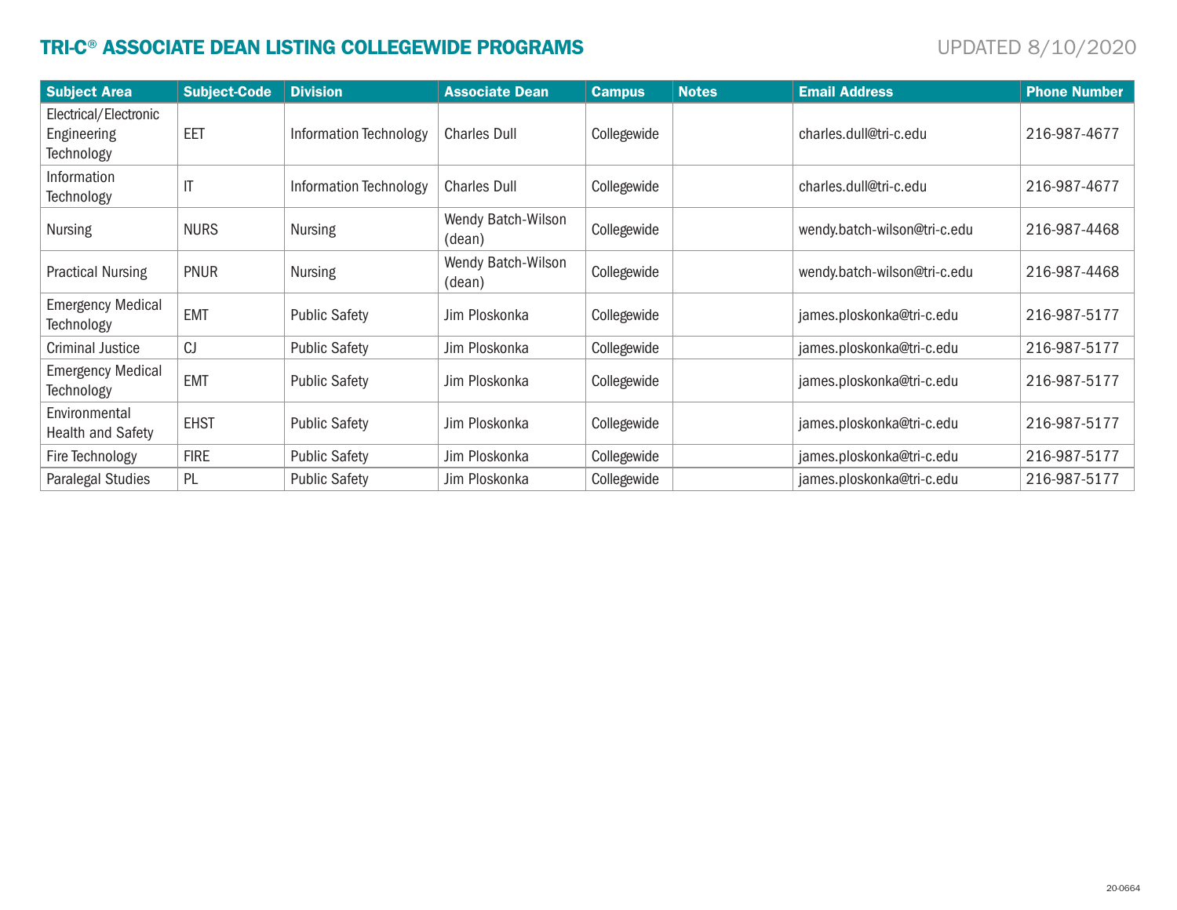# TRI-C® ASSOCIATE DEAN LISTING COLLEGEWIDE PROGRAMS

UPDATED 8/10/2020

| Subject Area | Subject-Code | Division | Associate Dean | Campus | Notes | Email Address | Phone Number |
|---|---|---|---|---|---|---|---|
| Electrical/Electronic Engineering Technology | EET | Information Technology | Charles Dull | Collegewide | | charles.dull@tri-c.edu | 216-987-4677 |
| Information Technology | IT | Information Technology | Charles Dull | Collegewide | | charles.dull@tri-c.edu | 216-987-4677 |
| Nursing | NURS | Nursing | Wendy Batch-Wilson (dean) | Collegewide | | wendy.batch-wilson@tri-c.edu | 216-987-4468 |
| Practical Nursing | PNUR | Nursing | Wendy Batch-Wilson (dean) | Collegewide | | wendy.batch-wilson@tri-c.edu | 216-987-4468 |
| Emergency Medical Technology | EMT | Public Safety | Jim Ploskonka | Collegewide | | james.ploskonka@tri-c.edu | 216-987-5177 |
| Criminal Justice | CJ | Public Safety | Jim Ploskonka | Collegewide | | james.ploskonka@tri-c.edu | 216-987-5177 |
| Emergency Medical Technology | EMT | Public Safety | Jim Ploskonka | Collegewide | | james.ploskonka@tri-c.edu | 216-987-5177 |
| Environmental Health and Safety | EHST | Public Safety | Jim Ploskonka | Collegewide | | james.ploskonka@tri-c.edu | 216-987-5177 |
| Fire Technology | FIRE | Public Safety | Jim Ploskonka | Collegewide | | james.ploskonka@tri-c.edu | 216-987-5177 |
| Paralegal Studies | PL | Public Safety | Jim Ploskonka | Collegewide | | james.ploskonka@tri-c.edu | 216-987-5177 |

20-0664